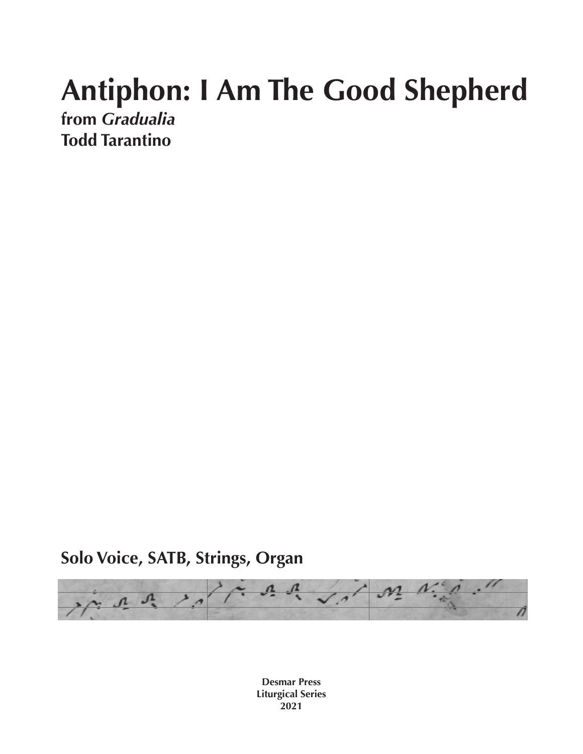# Antiphon: I Am The Good Shepherd

**from *Gradualia***
**Todd Tarantino**

## Solo Voice, SATB, Strings, Organ

**Desmar Press**
**Liturgical Series**
**2021**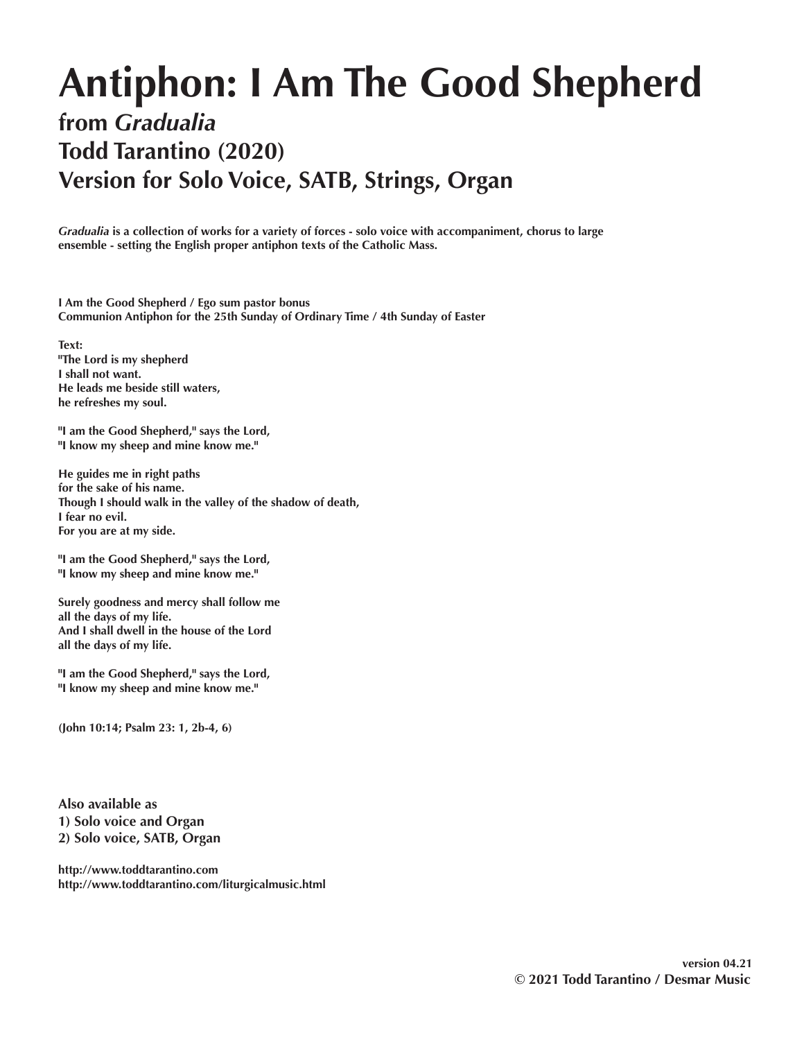# Antiphon: I Am The Good Shepherd

## from *Gradualia*
## Todd Tarantino (2020)
## Version for Solo Voice, SATB, Strings, Organ

***Gradualia*** **is a collection of works for a variety of forces - solo voice with accompaniment, chorus to large ensemble - setting the English proper antiphon texts of the Catholic Mass.**

**I Am the Good Shepherd / Ego sum pastor bonus**
**Communion Antiphon for the 25th Sunday of Ordinary Time / 4th Sunday of Easter**

**Text:**
**"The Lord is my shepherd**
**I shall not want.**
**He leads me beside still waters,**
**he refreshes my soul.**

**"I am the Good Shepherd," says the Lord,**
**"I know my sheep and mine know me."**

**He guides me in right paths**
**for the sake of his name.**
**Though I should walk in the valley of the shadow of death,**
**I fear no evil.**
**For you are at my side.**

**"I am the Good Shepherd," says the Lord,**
**"I know my sheep and mine know me."**

**Surely goodness and mercy shall follow me**
**all the days of my life.**
**And I shall dwell in the house of the Lord**
**all the days of my life.**

**"I am the Good Shepherd," says the Lord,**
**"I know my sheep and mine know me."**

**(John 10:14; Psalm 23: 1, 2b-4, 6)**

**Also available as**
**1) Solo voice and Organ**
**2) Solo voice, SATB, Organ**

**http://www.toddtarantino.com**
**http://www.toddtarantino.com/liturgicalmusic.html**

**version 04.21**
**© 2021 Todd Tarantino / Desmar Music**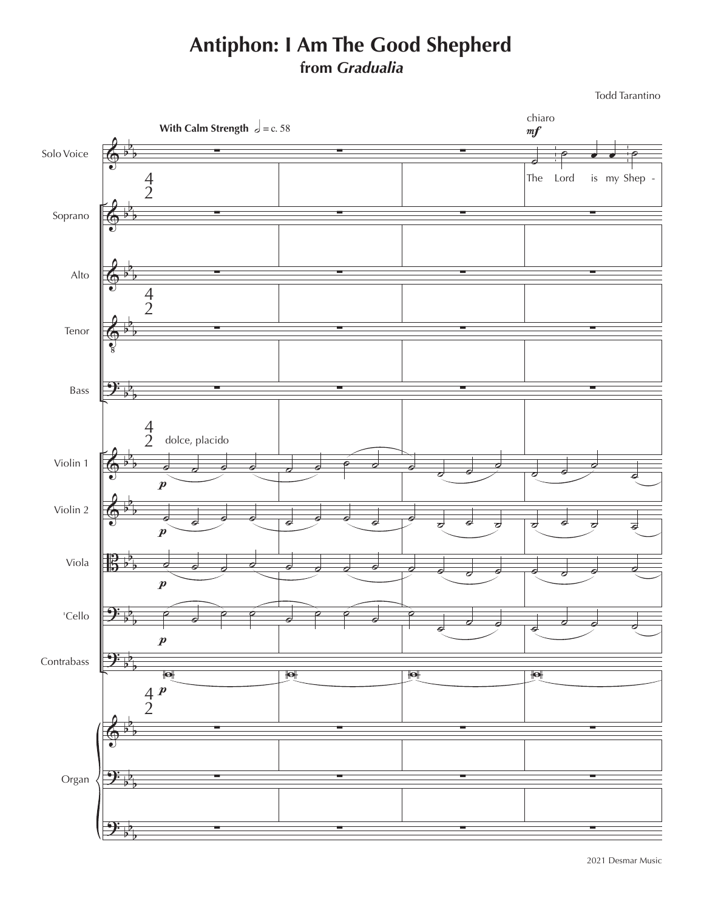# Antiphon: I Am The Good Shepherd

## from *Gradualia*

Todd Tarantino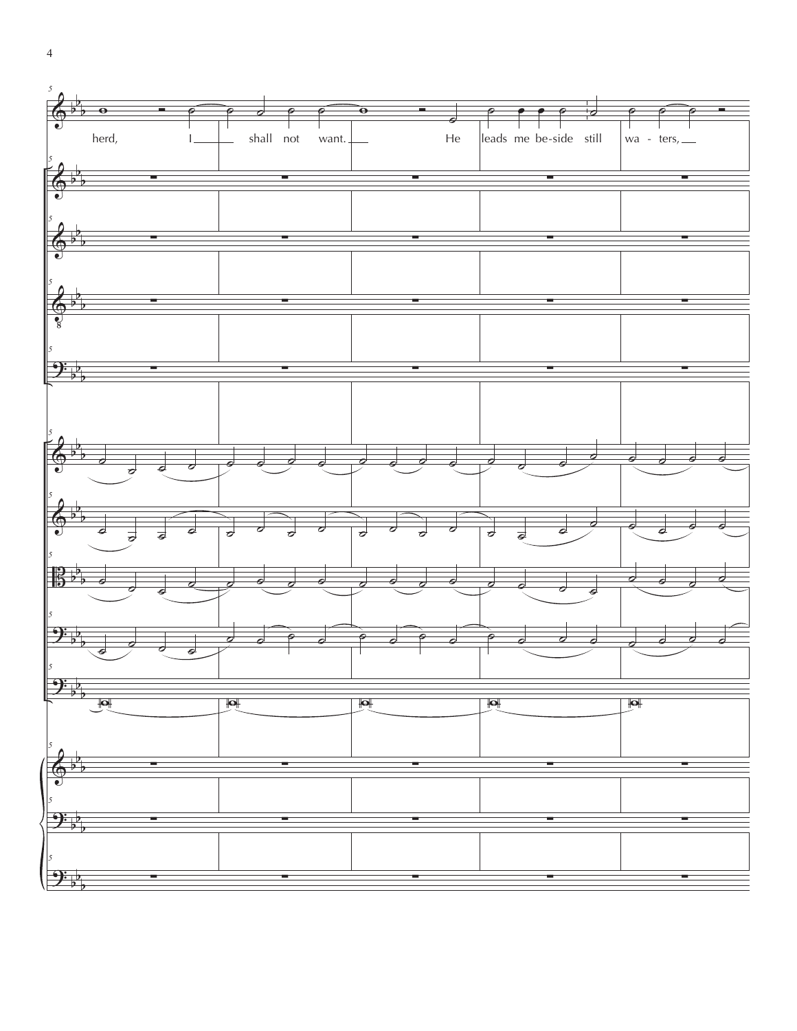herd, I shall not want. He leads me be-side still wa - ters,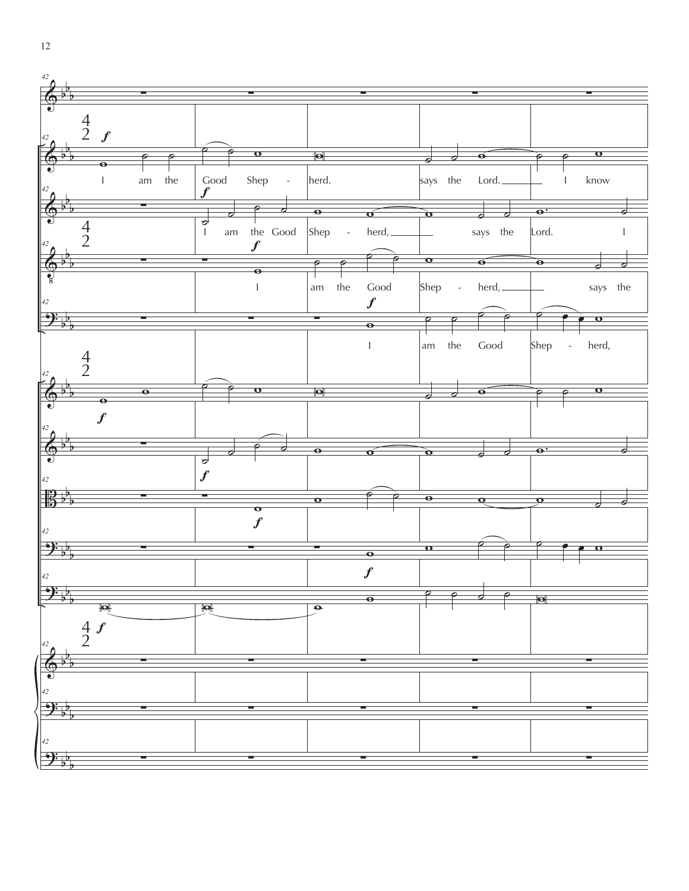42

I am the Good Shep - herd. says the Lord. I know

I am the Good Shep - herd, says the Lord. I

I am the Good Shep - herd, says the

I am the Good Shep - herd,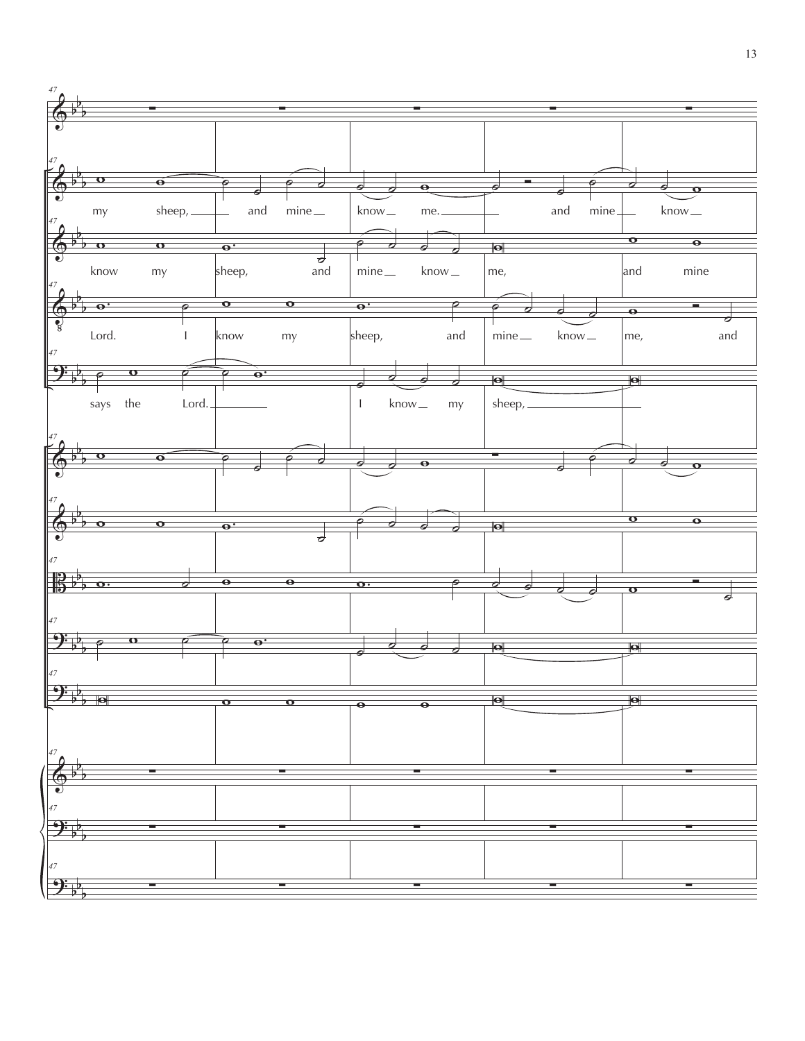my sheep, and mine know me. and mine know

know my sheep, and mine know me, and mine

Lord. I know my sheep, and mine know me, and

says the Lord. I know my sheep,